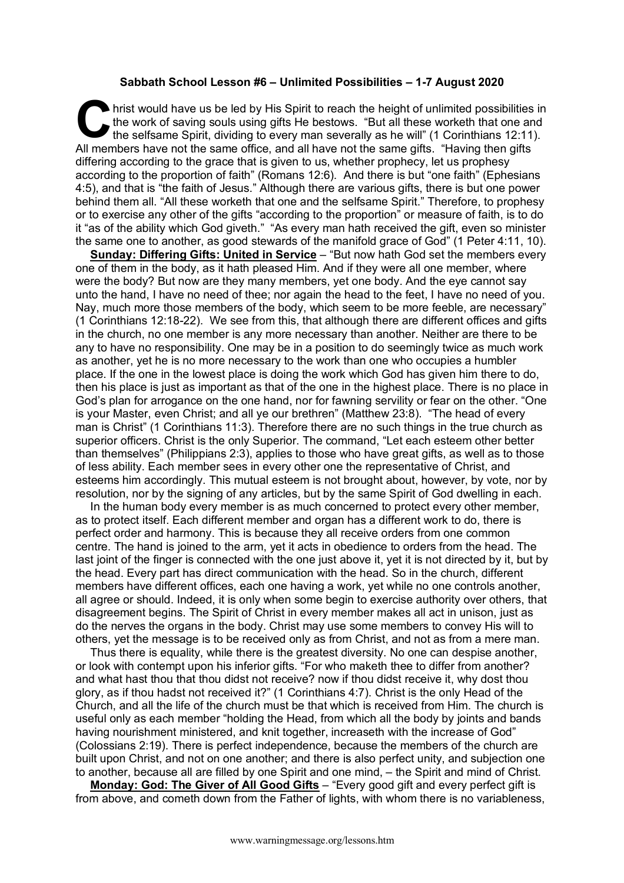# Sabbath School Lesson #6 – Unlimited Possibilities – 1-7 August 2020

Christ would have us be led by His Spirit to reach the height of unlimited possibilities in the work of saving souls using gifts He bestows. "But all these worketh that one and the selfsame Spirit, dividing to every man severally as he will" (1 Corinthians 12:11). All members have not the same office, and all have not the same gifts. "Having then gifts differing according to the grace that is given to us, whether prophecy, let us prophesy according to the proportion of faith" (Romans 12:6). And there is but "one faith" (Ephesians 4:5), and that is "the faith of Jesus." Although there are various gifts, there is but one power behind them all. "All these worketh that one and the selfsame Spirit." Therefore, to prophesy or to exercise any other of the gifts "according to the proportion" or measure of faith, is to do it "as of the ability which God giveth." "As every man hath received the gift, even so minister the same one to another, as good stewards of the manifold grace of God" (1 Peter 4:11, 10).

**Sunday: Differing Gifts: United in Service** – "But now hath God set the members every one of them in the body, as it hath pleased Him. And if they were all one member, where were the body? But now are they many members, yet one body. And the eye cannot say unto the hand, I have no need of thee; nor again the head to the feet, I have no need of you. Nay, much more those members of the body, which seem to be more feeble, are necessary" (1 Corinthians 12:18-22). We see from this, that although there are different offices and gifts in the church, no one member is any more necessary than another. Neither are there to be any to have no responsibility. One may be in a position to do seemingly twice as much work as another, yet he is no more necessary to the work than one who occupies a humbler place. If the one in the lowest place is doing the work which God has given him there to do, then his place is just as important as that of the one in the highest place. There is no place in God's plan for arrogance on the one hand, nor for fawning servility or fear on the other. "One is your Master, even Christ; and all ye our brethren" (Matthew 23:8). "The head of every man is Christ" (1 Corinthians 11:3). Therefore there are no such things in the true church as superior officers. Christ is the only Superior. The command, "Let each esteem other better than themselves" (Philippians 2:3), applies to those who have great gifts, as well as to those of less ability. Each member sees in every other one the representative of Christ, and esteems him accordingly. This mutual esteem is not brought about, however, by vote, nor by resolution, nor by the signing of any articles, but by the same Spirit of God dwelling in each.

In the human body every member is as much concerned to protect every other member, as to protect itself. Each different member and organ has a different work to do, there is perfect order and harmony. This is because they all receive orders from one common centre. The hand is joined to the arm, yet it acts in obedience to orders from the head. The last joint of the finger is connected with the one just above it, yet it is not directed by it, but by the head. Every part has direct communication with the head. So in the church, different members have different offices, each one having a work, yet while no one controls another, all agree or should. Indeed, it is only when some begin to exercise authority over others, that disagreement begins. The Spirit of Christ in every member makes all act in unison, just as do the nerves the organs in the body. Christ may use some members to convey His will to others, yet the message is to be received only as from Christ, and not as from a mere man.

Thus there is equality, while there is the greatest diversity. No one can despise another, or look with contempt upon his inferior gifts. "For who maketh thee to differ from another? and what hast thou that thou didst not receive? now if thou didst receive it, why dost thou glory, as if thou hadst not received it?" (1 Corinthians 4:7). Christ is the only Head of the Church, and all the life of the church must be that which is received from Him. The church is useful only as each member "holding the Head, from which all the body by joints and bands having nourishment ministered, and knit together, increaseth with the increase of God" (Colossians 2:19). There is perfect independence, because the members of the church are built upon Christ, and not on one another; and there is also perfect unity, and subjection one to another, because all are filled by one Spirit and one mind, – the Spirit and mind of Christ.

**Monday: God: The Giver of All Good Gifts** – "Every good gift and every perfect gift is from above, and cometh down from the Father of lights, with whom there is no variableness,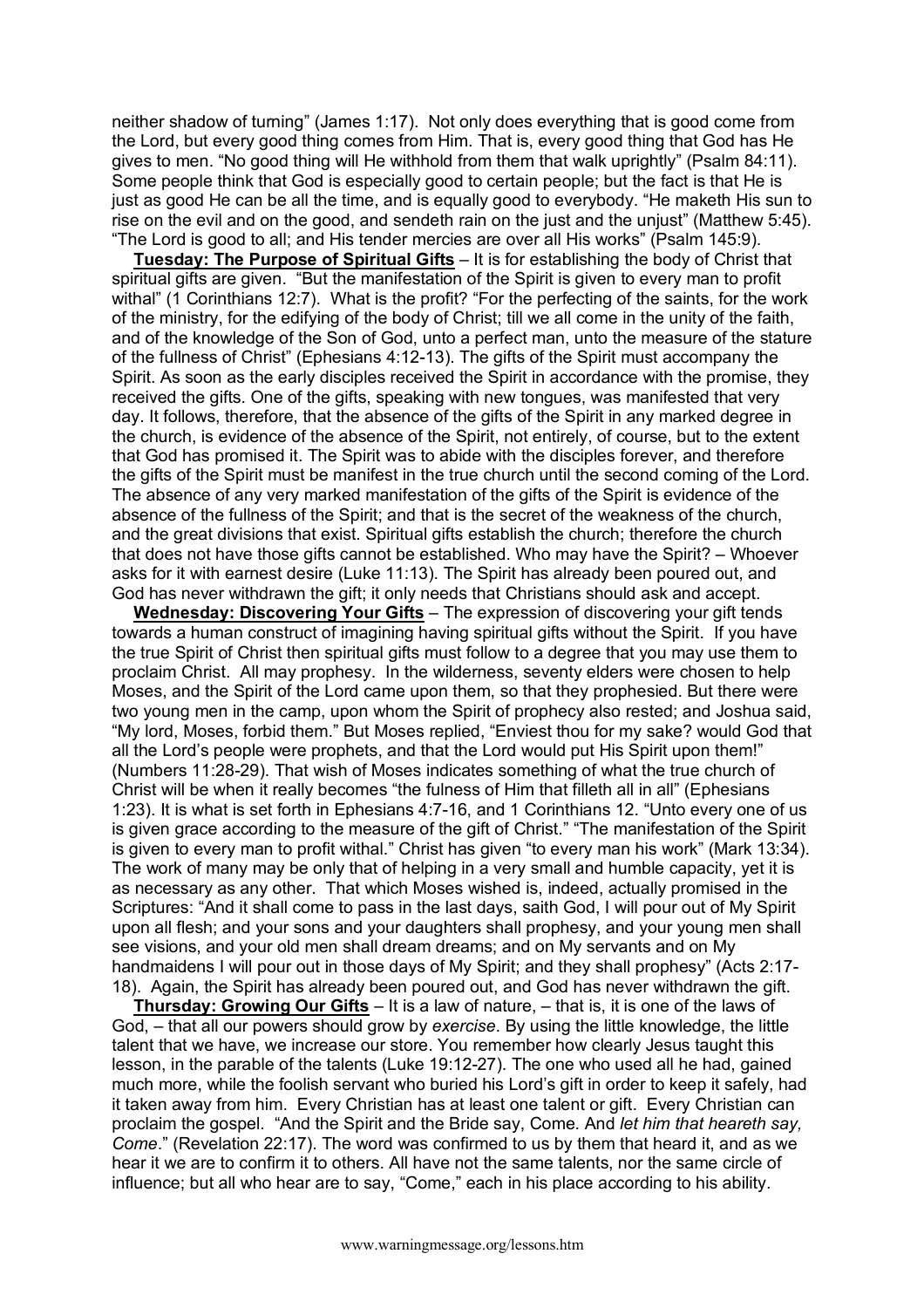neither shadow of turning" (James 1:17). Not only does everything that is good come from the Lord, but every good thing comes from Him. That is, every good thing that God has He gives to men. "No good thing will He withhold from them that walk uprightly" (Psalm 84:11). Some people think that God is especially good to certain people; but the fact is that He is just as good He can be all the time, and is equally good to everybody. "He maketh His sun to rise on the evil and on the good, and sendeth rain on the just and the unjust" (Matthew 5:45). "The Lord is good to all; and His tender mercies are over all His works" (Psalm 145:9).

**Tuesday: The Purpose of Spiritual Gifts** – It is for establishing the body of Christ that spiritual gifts are given. "But the manifestation of the Spirit is given to every man to profit withal" (1 Corinthians 12:7). What is the profit? "For the perfecting of the saints, for the work of the ministry, for the edifying of the body of Christ; till we all come in the unity of the faith, and of the knowledge of the Son of God, unto a perfect man, unto the measure of the stature of the fullness of Christ" (Ephesians 4:12-13). The gifts of the Spirit must accompany the Spirit. As soon as the early disciples received the Spirit in accordance with the promise, they received the gifts. One of the gifts, speaking with new tongues, was manifested that very day. It follows, therefore, that the absence of the gifts of the Spirit in any marked degree in the church, is evidence of the absence of the Spirit, not entirely, of course, but to the extent that God has promised it. The Spirit was to abide with the disciples forever, and therefore the gifts of the Spirit must be manifest in the true church until the second coming of the Lord. The absence of any very marked manifestation of the gifts of the Spirit is evidence of the absence of the fullness of the Spirit; and that is the secret of the weakness of the church, and the great divisions that exist. Spiritual gifts establish the church; therefore the church that does not have those gifts cannot be established. Who may have the Spirit? – Whoever asks for it with earnest desire (Luke 11:13). The Spirit has already been poured out, and God has never withdrawn the gift; it only needs that Christians should ask and accept.

**Wednesday: Discovering Your Gifts** – The expression of discovering your gift tends towards a human construct of imagining having spiritual gifts without the Spirit. If you have the true Spirit of Christ then spiritual gifts must follow to a degree that you may use them to proclaim Christ. All may prophesy. In the wilderness, seventy elders were chosen to help Moses, and the Spirit of the Lord came upon them, so that they prophesied. But there were two young men in the camp, upon whom the Spirit of prophecy also rested; and Joshua said, "My lord, Moses, forbid them." But Moses replied, "Enviest thou for my sake? would God that all the Lord's people were prophets, and that the Lord would put His Spirit upon them!" (Numbers 11:28-29). That wish of Moses indicates something of what the true church of Christ will be when it really becomes "the fulness of Him that filleth all in all" (Ephesians 1:23). It is what is set forth in Ephesians 4:7-16, and 1 Corinthians 12. "Unto every one of us is given grace according to the measure of the gift of Christ." "The manifestation of the Spirit is given to every man to profit withal." Christ has given "to every man his work" (Mark 13:34). The work of many may be only that of helping in a very small and humble capacity, yet it is as necessary as any other. That which Moses wished is, indeed, actually promised in the Scriptures: "And it shall come to pass in the last days, saith God, I will pour out of My Spirit upon all flesh; and your sons and your daughters shall prophesy, and your young men shall see visions, and your old men shall dream dreams; and on My servants and on My handmaidens I will pour out in those days of My Spirit; and they shall prophesy" (Acts 2:17-18). Again, the Spirit has already been poured out, and God has never withdrawn the gift.

**Thursday: Growing Our Gifts** – It is a law of nature, – that is, it is one of the laws of God, – that all our powers should grow by *exercise*. By using the little knowledge, the little talent that we have, we increase our store. You remember how clearly Jesus taught this lesson, in the parable of the talents (Luke 19:12-27). The one who used all he had, gained much more, while the foolish servant who buried his Lord's gift in order to keep it safely, had it taken away from him. Every Christian has at least one talent or gift. Every Christian can proclaim the gospel. "And the Spirit and the Bride say, Come. And *let him that heareth say, Come*." (Revelation 22:17). The word was confirmed to us by them that heard it, and as we hear it we are to confirm it to others. All have not the same talents, nor the same circle of influence; but all who hear are to say, "Come," each in his place according to his ability.